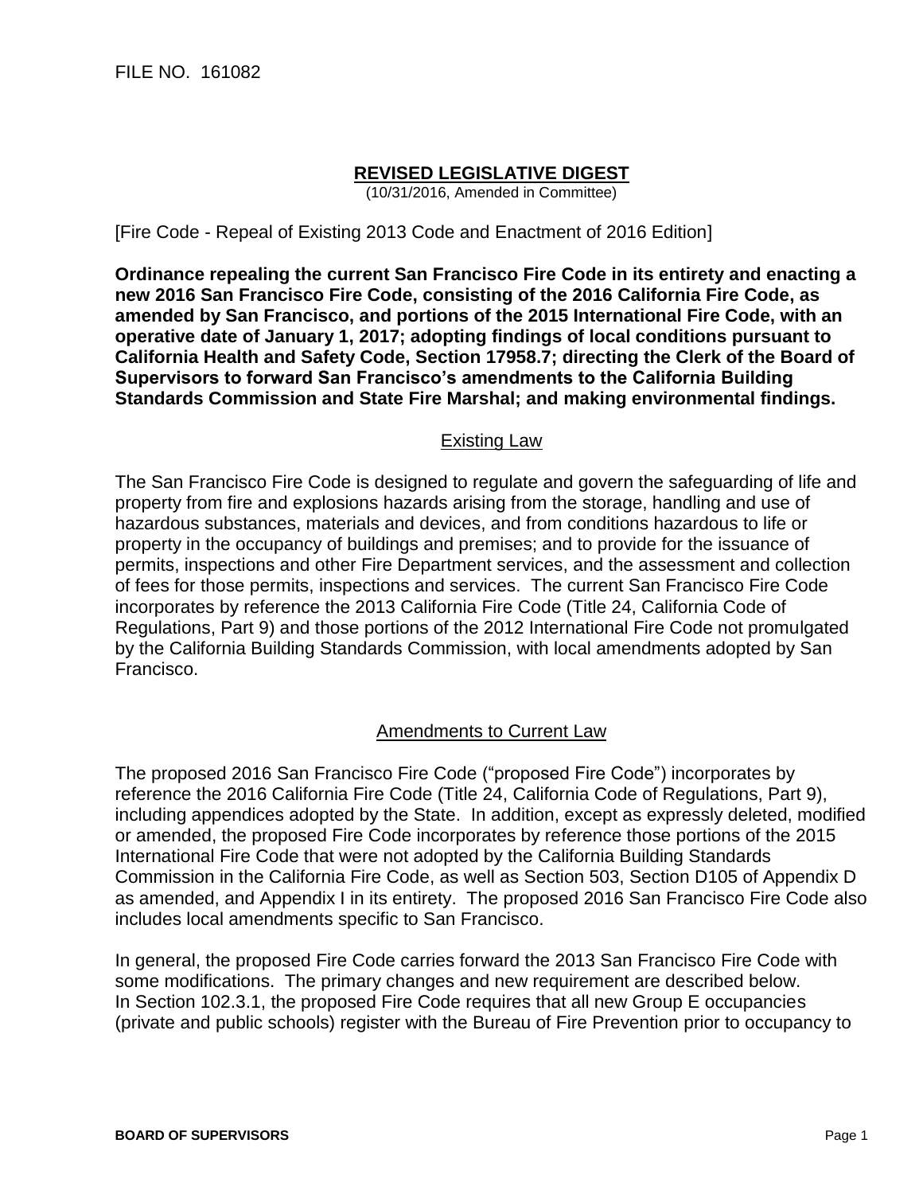FILE NO. 161082

## REVISED LEGISLATIVE DIGEST

(10/31/2016, Amended in Committee)

[Fire Code - Repeal of Existing 2013 Code and Enactment of 2016 Edition]

**Ordinance repealing the current San Francisco Fire Code in its entirety and enacting a new 2016 San Francisco Fire Code, consisting of the 2016 California Fire Code, as amended by San Francisco, and portions of the 2015 International Fire Code, with an operative date of January 1, 2017; adopting findings of local conditions pursuant to California Health and Safety Code, Section 17958.7; directing the Clerk of the Board of Supervisors to forward San Francisco's amendments to the California Building Standards Commission and State Fire Marshal; and making environmental findings.**

### Existing Law

The San Francisco Fire Code is designed to regulate and govern the safeguarding of life and property from fire and explosions hazards arising from the storage, handling and use of hazardous substances, materials and devices, and from conditions hazardous to life or property in the occupancy of buildings and premises; and to provide for the issuance of permits, inspections and other Fire Department services, and the assessment and collection of fees for those permits, inspections and services. The current San Francisco Fire Code incorporates by reference the 2013 California Fire Code (Title 24, California Code of Regulations, Part 9) and those portions of the 2012 International Fire Code not promulgated by the California Building Standards Commission, with local amendments adopted by San Francisco.

### Amendments to Current Law

The proposed 2016 San Francisco Fire Code ("proposed Fire Code") incorporates by reference the 2016 California Fire Code (Title 24, California Code of Regulations, Part 9), including appendices adopted by the State. In addition, except as expressly deleted, modified or amended, the proposed Fire Code incorporates by reference those portions of the 2015 International Fire Code that were not adopted by the California Building Standards Commission in the California Fire Code, as well as Section 503, Section D105 of Appendix D as amended, and Appendix I in its entirety. The proposed 2016 San Francisco Fire Code also includes local amendments specific to San Francisco.

In general, the proposed Fire Code carries forward the 2013 San Francisco Fire Code with some modifications. The primary changes and new requirement are described below. In Section 102.3.1, the proposed Fire Code requires that all new Group E occupancies (private and public schools) register with the Bureau of Fire Prevention prior to occupancy to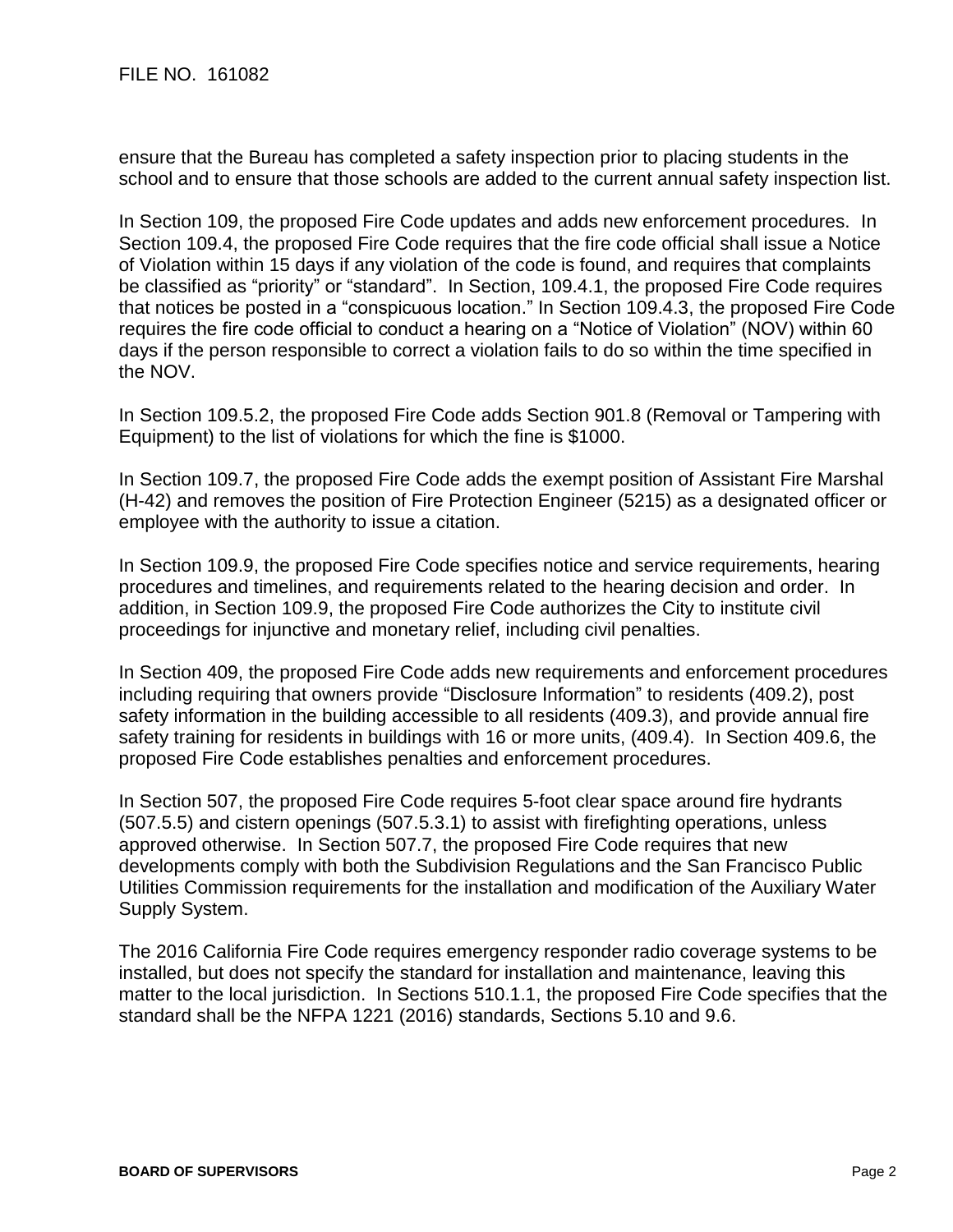ensure that the Bureau has completed a safety inspection prior to placing students in the school and to ensure that those schools are added to the current annual safety inspection list.

In Section 109, the proposed Fire Code updates and adds new enforcement procedures. In Section 109.4, the proposed Fire Code requires that the fire code official shall issue a Notice of Violation within 15 days if any violation of the code is found, and requires that complaints be classified as "priority" or "standard". In Section, 109.4.1, the proposed Fire Code requires that notices be posted in a "conspicuous location." In Section 109.4.3, the proposed Fire Code requires the fire code official to conduct a hearing on a "Notice of Violation" (NOV) within 60 days if the person responsible to correct a violation fails to do so within the time specified in the NOV.

In Section 109.5.2, the proposed Fire Code adds Section 901.8 (Removal or Tampering with Equipment) to the list of violations for which the fine is $1000.

In Section 109.7, the proposed Fire Code adds the exempt position of Assistant Fire Marshal (H-42) and removes the position of Fire Protection Engineer (5215) as a designated officer or employee with the authority to issue a citation.

In Section 109.9, the proposed Fire Code specifies notice and service requirements, hearing procedures and timelines, and requirements related to the hearing decision and order. In addition, in Section 109.9, the proposed Fire Code authorizes the City to institute civil proceedings for injunctive and monetary relief, including civil penalties.

In Section 409, the proposed Fire Code adds new requirements and enforcement procedures including requiring that owners provide "Disclosure Information" to residents (409.2), post safety information in the building accessible to all residents (409.3), and provide annual fire safety training for residents in buildings with 16 or more units, (409.4). In Section 409.6, the proposed Fire Code establishes penalties and enforcement procedures.

In Section 507, the proposed Fire Code requires 5-foot clear space around fire hydrants (507.5.5) and cistern openings (507.5.3.1) to assist with firefighting operations, unless approved otherwise. In Section 507.7, the proposed Fire Code requires that new developments comply with both the Subdivision Regulations and the San Francisco Public Utilities Commission requirements for the installation and modification of the Auxiliary Water Supply System.

The 2016 California Fire Code requires emergency responder radio coverage systems to be installed, but does not specify the standard for installation and maintenance, leaving this matter to the local jurisdiction. In Sections 510.1.1, the proposed Fire Code specifies that the standard shall be the NFPA 1221 (2016) standards, Sections 5.10 and 9.6.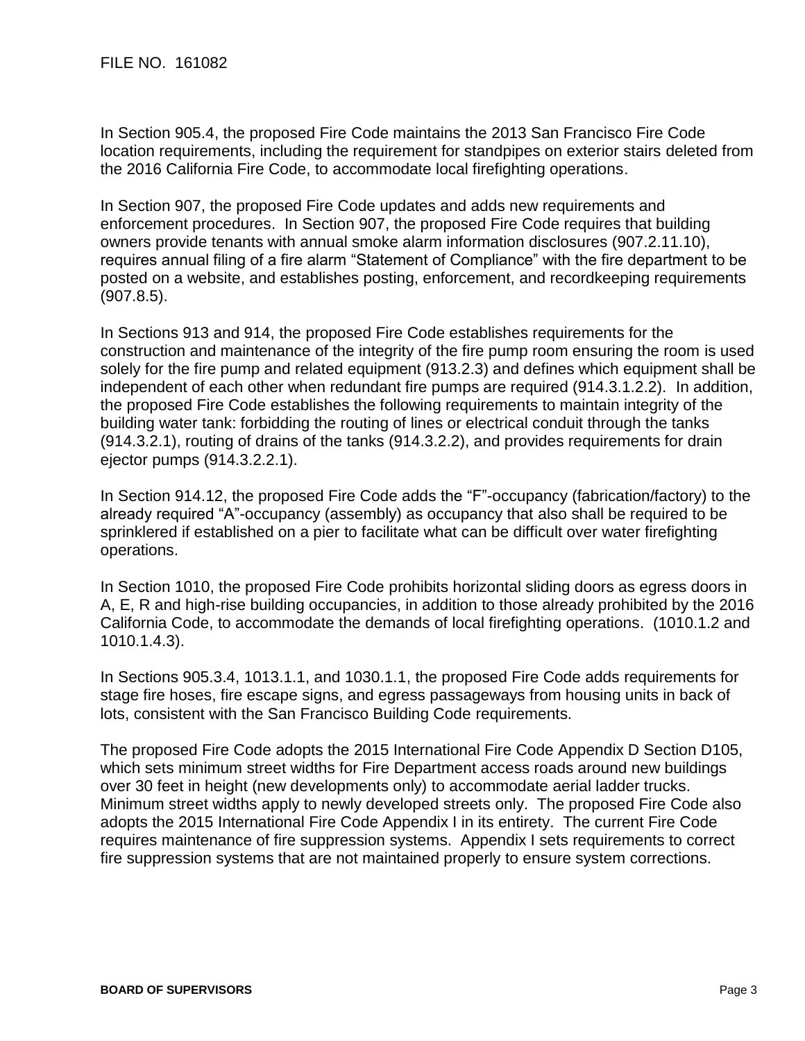FILE NO. 161082

In Section 905.4, the proposed Fire Code maintains the 2013 San Francisco Fire Code location requirements, including the requirement for standpipes on exterior stairs deleted from the 2016 California Fire Code, to accommodate local firefighting operations.

In Section 907, the proposed Fire Code updates and adds new requirements and enforcement procedures. In Section 907, the proposed Fire Code requires that building owners provide tenants with annual smoke alarm information disclosures (907.2.11.10), requires annual filing of a fire alarm "Statement of Compliance" with the fire department to be posted on a website, and establishes posting, enforcement, and recordkeeping requirements (907.8.5).

In Sections 913 and 914, the proposed Fire Code establishes requirements for the construction and maintenance of the integrity of the fire pump room ensuring the room is used solely for the fire pump and related equipment (913.2.3) and defines which equipment shall be independent of each other when redundant fire pumps are required (914.3.1.2.2). In addition, the proposed Fire Code establishes the following requirements to maintain integrity of the building water tank: forbidding the routing of lines or electrical conduit through the tanks (914.3.2.1), routing of drains of the tanks (914.3.2.2), and provides requirements for drain ejector pumps (914.3.2.2.1).

In Section 914.12, the proposed Fire Code adds the "F"-occupancy (fabrication/factory) to the already required "A"-occupancy (assembly) as occupancy that also shall be required to be sprinklered if established on a pier to facilitate what can be difficult over water firefighting operations.

In Section 1010, the proposed Fire Code prohibits horizontal sliding doors as egress doors in A, E, R and high-rise building occupancies, in addition to those already prohibited by the 2016 California Code, to accommodate the demands of local firefighting operations. (1010.1.2 and 1010.1.4.3).

In Sections 905.3.4, 1013.1.1, and 1030.1.1, the proposed Fire Code adds requirements for stage fire hoses, fire escape signs, and egress passageways from housing units in back of lots, consistent with the San Francisco Building Code requirements.

The proposed Fire Code adopts the 2015 International Fire Code Appendix D Section D105, which sets minimum street widths for Fire Department access roads around new buildings over 30 feet in height (new developments only) to accommodate aerial ladder trucks. Minimum street widths apply to newly developed streets only. The proposed Fire Code also adopts the 2015 International Fire Code Appendix I in its entirety. The current Fire Code requires maintenance of fire suppression systems. Appendix I sets requirements to correct fire suppression systems that are not maintained properly to ensure system corrections.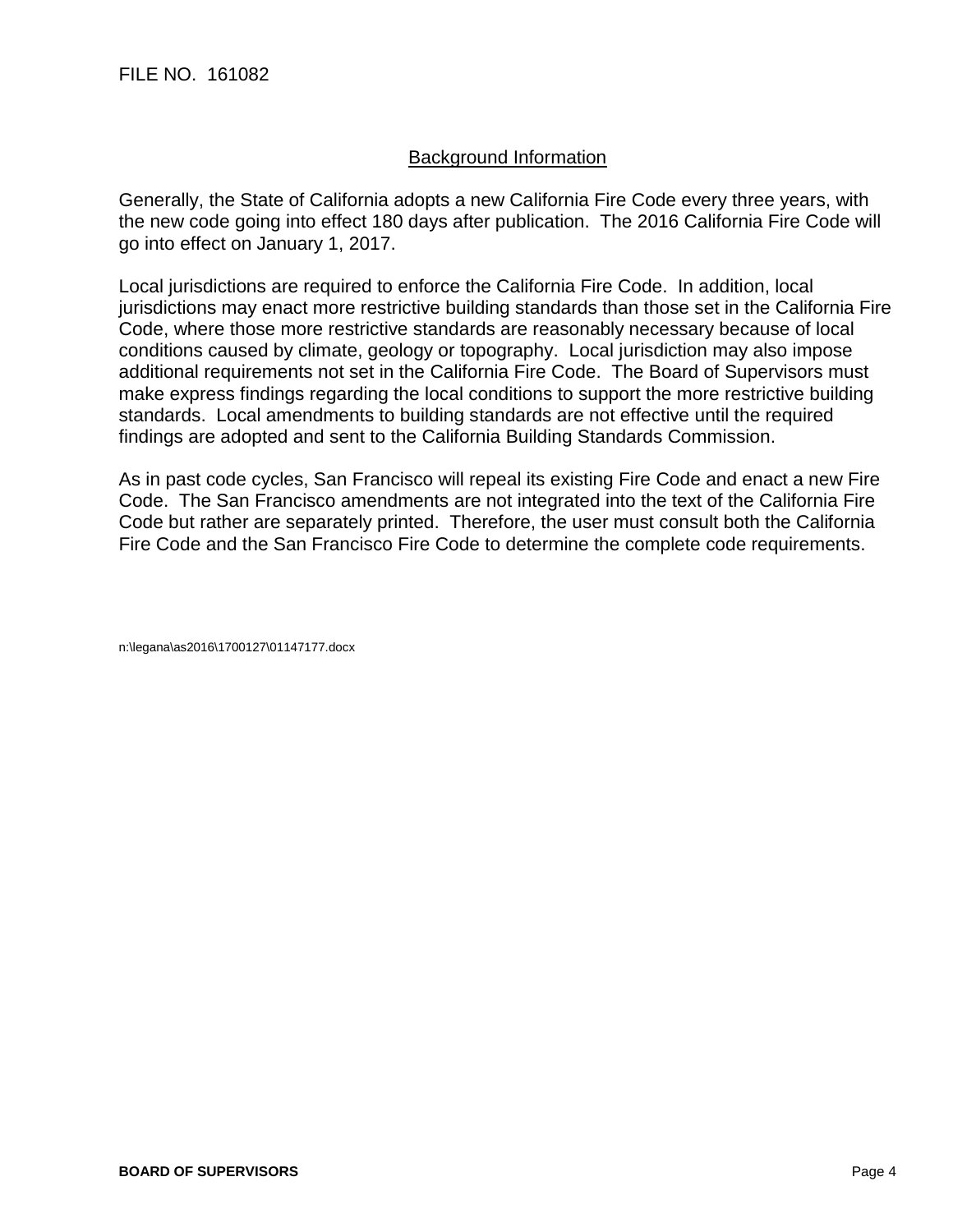FILE NO. 161082

## Background Information

Generally, the State of California adopts a new California Fire Code every three years, with the new code going into effect 180 days after publication. The 2016 California Fire Code will go into effect on January 1, 2017.

Local jurisdictions are required to enforce the California Fire Code. In addition, local jurisdictions may enact more restrictive building standards than those set in the California Fire Code, where those more restrictive standards are reasonably necessary because of local conditions caused by climate, geology or topography. Local jurisdiction may also impose additional requirements not set in the California Fire Code. The Board of Supervisors must make express findings regarding the local conditions to support the more restrictive building standards. Local amendments to building standards are not effective until the required findings are adopted and sent to the California Building Standards Commission.

As in past code cycles, San Francisco will repeal its existing Fire Code and enact a new Fire Code. The San Francisco amendments are not integrated into the text of the California Fire Code but rather are separately printed. Therefore, the user must consult both the California Fire Code and the San Francisco Fire Code to determine the complete code requirements.

n:\legana\as2016\1700127\01147177.docx